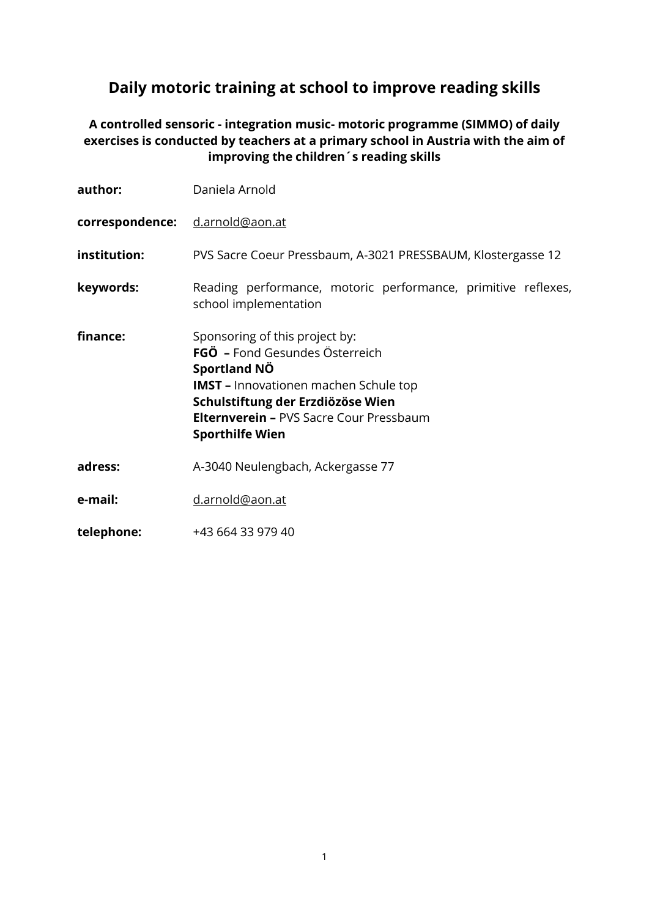# Daily motoric training at school to improve reading skills

**A controlled sensoric - integration music- motoric programme (SIMMO) of daily exercises is conducted by teachers at a primary school in Austria with the aim of improving the children´s reading skills**

**author:** Daniela Arnold

**correspondence:** d.arnold@aon.at

**institution:** PVS Sacre Coeur Pressbaum, A-3021 PRESSBAUM, Klostergasse 12

**keywords:** Reading performance, motoric performance, primitive reflexes, school implementation

**finance:** Sponsoring of this project by:
**FGÖ –** Fond Gesundes Österreich
**Sportland NÖ**
**IMST –** Innovationen machen Schule top
**Schulstiftung der Erzdiözöse Wien**
**Elternverein –** PVS Sacre Cour Pressbaum
**Sporthilfe Wien**

**adress:** A-3040 Neulengbach, Ackergasse 77

**e-mail:** d.arnold@aon.at

**telephone:** +43 664 33 979 40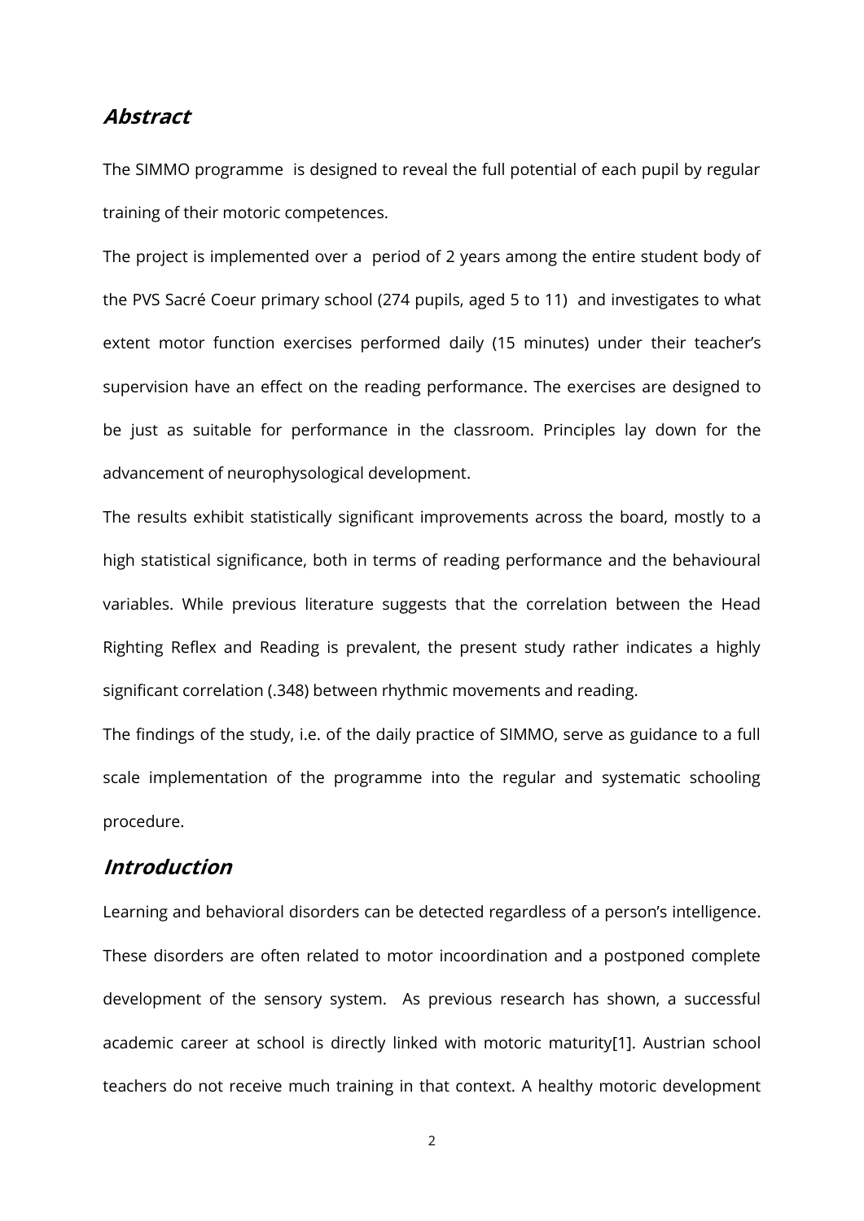## *Abstract*

The SIMMO programme is designed to reveal the full potential of each pupil by regular training of their motoric competences.

The project is implemented over a period of 2 years among the entire student body of the PVS Sacré Coeur primary school (274 pupils, aged 5 to 11) and investigates to what extent motor function exercises performed daily (15 minutes) under their teacher's supervision have an effect on the reading performance. The exercises are designed to be just as suitable for performance in the classroom. Principles lay down for the advancement of neurophysological development.

The results exhibit statistically significant improvements across the board, mostly to a high statistical significance, both in terms of reading performance and the behavioural variables. While previous literature suggests that the correlation between the Head Righting Reflex and Reading is prevalent, the present study rather indicates a highly significant correlation (.348) between rhythmic movements and reading.

The findings of the study, i.e. of the daily practice of SIMMO, serve as guidance to a full scale implementation of the programme into the regular and systematic schooling procedure.

## *Introduction*

Learning and behavioral disorders can be detected regardless of a person's intelligence. These disorders are often related to motor incoordination and a postponed complete development of the sensory system. As previous research has shown, a successful academic career at school is directly linked with motoric maturity[1]. Austrian school teachers do not receive much training in that context. A healthy motoric development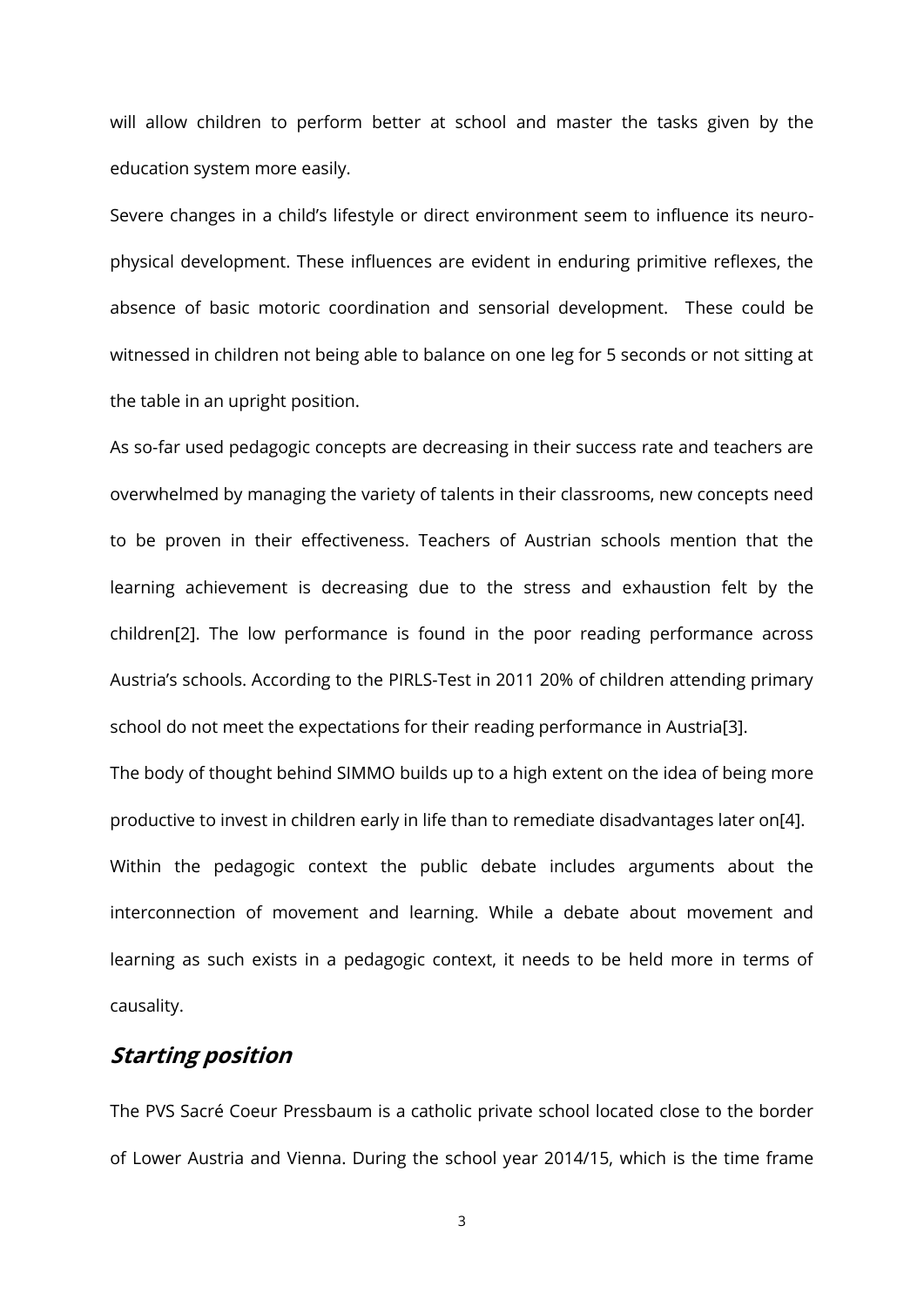will allow children to perform better at school and master the tasks given by the education system more easily.

Severe changes in a child's lifestyle or direct environment seem to influence its neuro-physical development. These influences are evident in enduring primitive reflexes, the absence of basic motoric coordination and sensorial development. These could be witnessed in children not being able to balance on one leg for 5 seconds or not sitting at the table in an upright position.

As so-far used pedagogic concepts are decreasing in their success rate and teachers are overwhelmed by managing the variety of talents in their classrooms, new concepts need to be proven in their effectiveness. Teachers of Austrian schools mention that the learning achievement is decreasing due to the stress and exhaustion felt by the children[2]. The low performance is found in the poor reading performance across Austria's schools. According to the PIRLS-Test in 2011 20% of children attending primary school do not meet the expectations for their reading performance in Austria[3].

The body of thought behind SIMMO builds up to a high extent on the idea of being more productive to invest in children early in life than to remediate disadvantages later on[4].

Within the pedagogic context the public debate includes arguments about the interconnection of movement and learning. While a debate about movement and learning as such exists in a pedagogic context, it needs to be held more in terms of causality.

## *Starting position*

The PVS Sacré Coeur Pressbaum is a catholic private school located close to the border of Lower Austria and Vienna. During the school year 2014/15, which is the time frame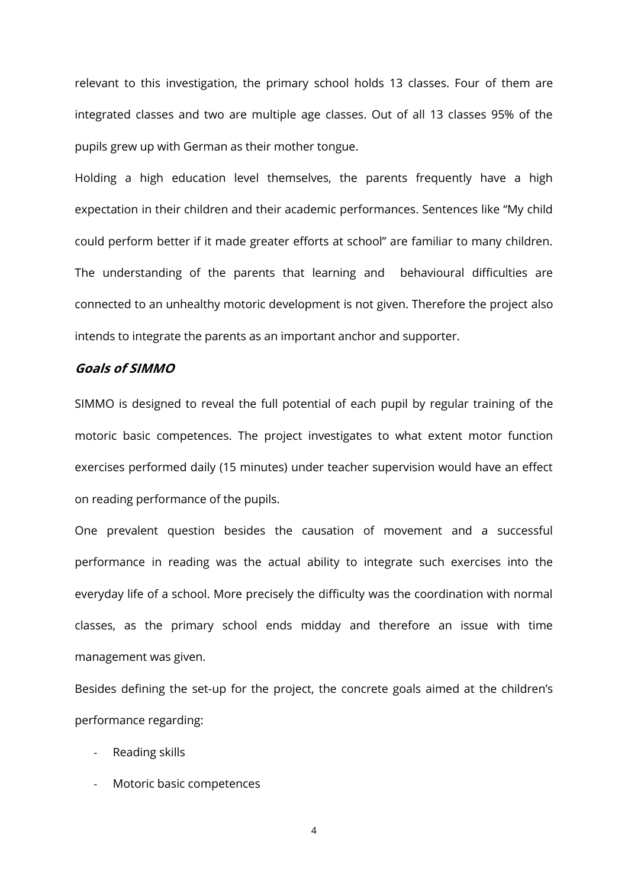relevant to this investigation, the primary school holds 13 classes. Four of them are integrated classes and two are multiple age classes. Out of all 13 classes 95% of the pupils grew up with German as their mother tongue.

Holding a high education level themselves, the parents frequently have a high expectation in their children and their academic performances. Sentences like "My child could perform better if it made greater efforts at school" are familiar to many children. The understanding of the parents that learning and behavioural difficulties are connected to an unhealthy motoric development is not given. Therefore the project also intends to integrate the parents as an important anchor and supporter.

### *Goals of SIMMO*

SIMMO is designed to reveal the full potential of each pupil by regular training of the motoric basic competences. The project investigates to what extent motor function exercises performed daily (15 minutes) under teacher supervision would have an effect on reading performance of the pupils.

One prevalent question besides the causation of movement and a successful performance in reading was the actual ability to integrate such exercises into the everyday life of a school. More precisely the difficulty was the coordination with normal classes, as the primary school ends midday and therefore an issue with time management was given.

Besides defining the set-up for the project, the concrete goals aimed at the children's performance regarding:

- Reading skills
- Motoric basic competences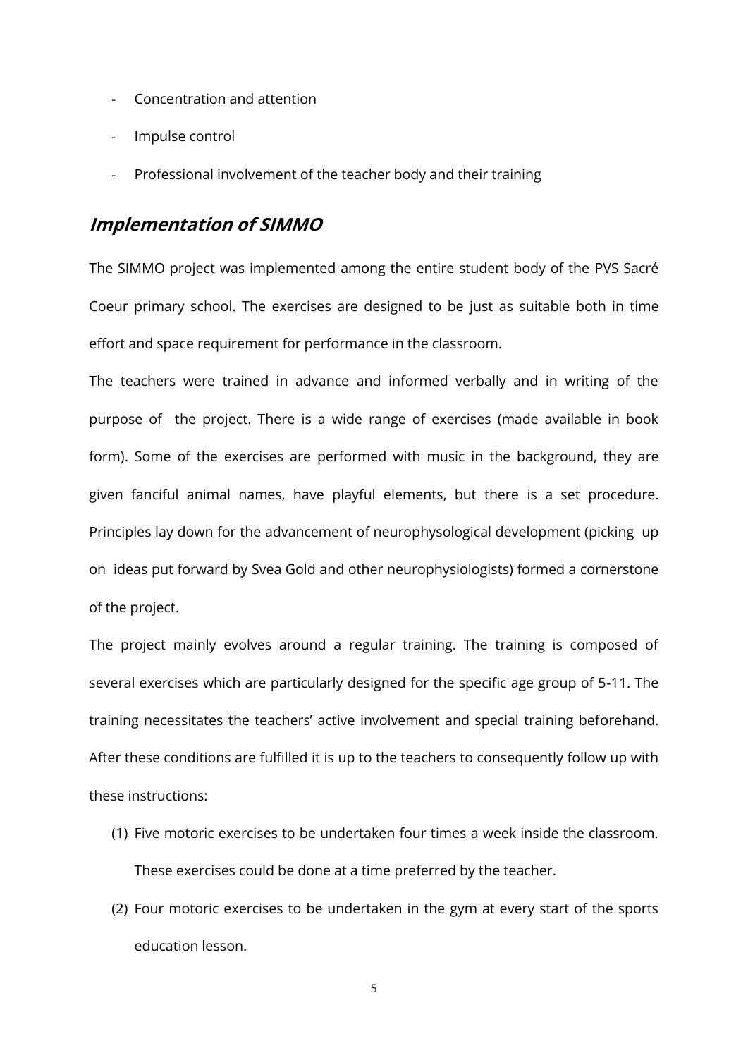- Concentration and attention
- Impulse control
- Professional involvement of the teacher body and their training

## *Implementation of SIMMO*

The SIMMO project was implemented among the entire student body of the PVS Sacré Coeur primary school. The exercises are designed to be just as suitable both in time effort and space requirement for performance in the classroom.

The teachers were trained in advance and informed verbally and in writing of the purpose of the project. There is a wide range of exercises (made available in book form). Some of the exercises are performed with music in the background, they are given fanciful animal names, have playful elements, but there is a set procedure. Principles lay down for the advancement of neurophysological development (picking up on ideas put forward by Svea Gold and other neurophysiologists) formed a cornerstone of the project.

The project mainly evolves around a regular training. The training is composed of several exercises which are particularly designed for the specific age group of 5-11. The training necessitates the teachers' active involvement and special training beforehand. After these conditions are fulfilled it is up to the teachers to consequently follow up with these instructions:

(1) Five motoric exercises to be undertaken four times a week inside the classroom. These exercises could be done at a time preferred by the teacher.

(2) Four motoric exercises to be undertaken in the gym at every start of the sports education lesson.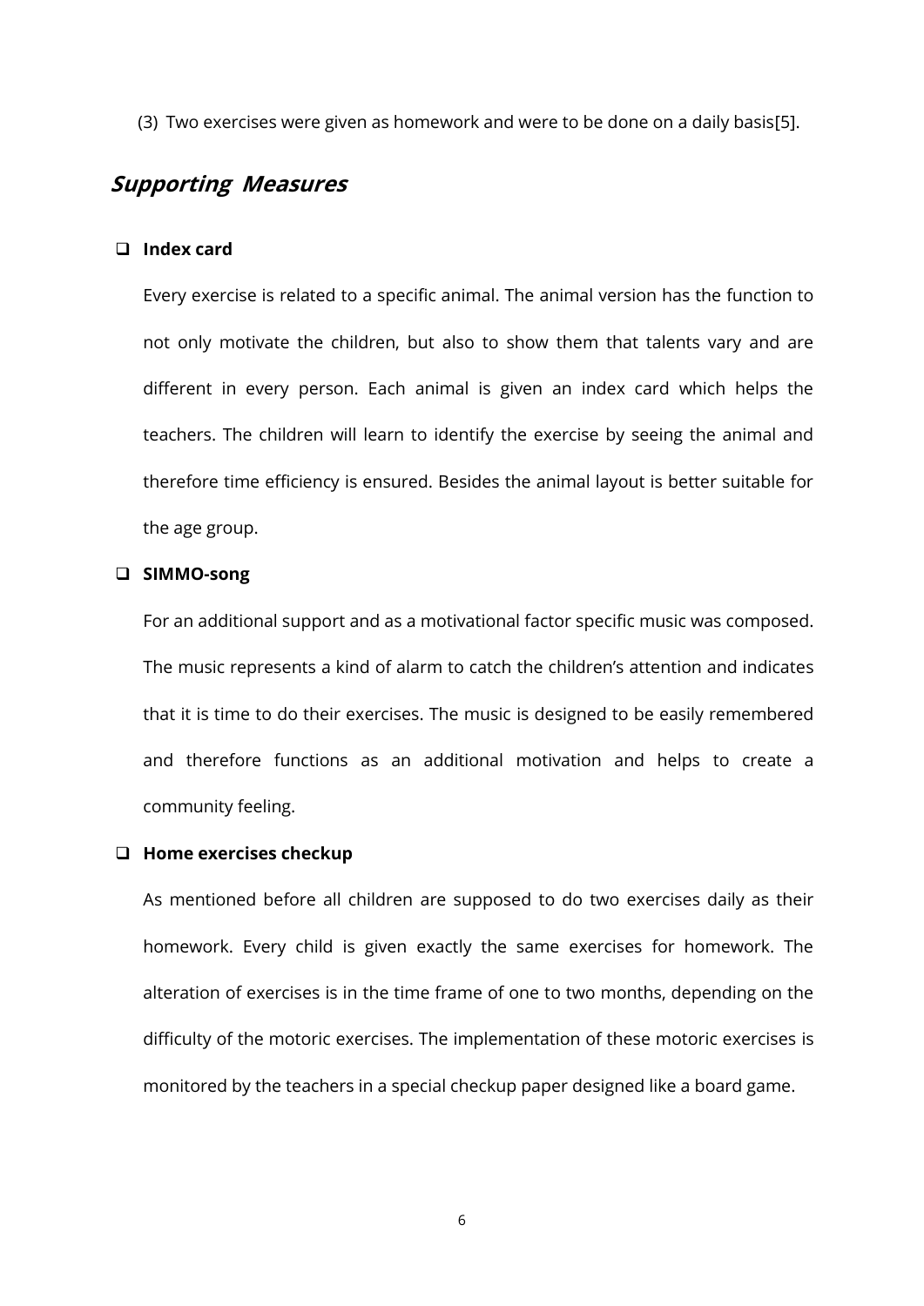(3) Two exercises were given as homework and were to be done on a daily basis[5].

## ***Supporting Measures***

- **Index card**

  Every exercise is related to a specific animal. The animal version has the function to not only motivate the children, but also to show them that talents vary and are different in every person. Each animal is given an index card which helps the teachers. The children will learn to identify the exercise by seeing the animal and therefore time efficiency is ensured. Besides the animal layout is better suitable for the age group.

- **SIMMO-song**

  For an additional support and as a motivational factor specific music was composed. The music represents a kind of alarm to catch the children's attention and indicates that it is time to do their exercises. The music is designed to be easily remembered and therefore functions as an additional motivation and helps to create a community feeling.

- **Home exercises checkup**

  As mentioned before all children are supposed to do two exercises daily as their homework. Every child is given exactly the same exercises for homework. The alteration of exercises is in the time frame of one to two months, depending on the difficulty of the motoric exercises. The implementation of these motoric exercises is monitored by the teachers in a special checkup paper designed like a board game.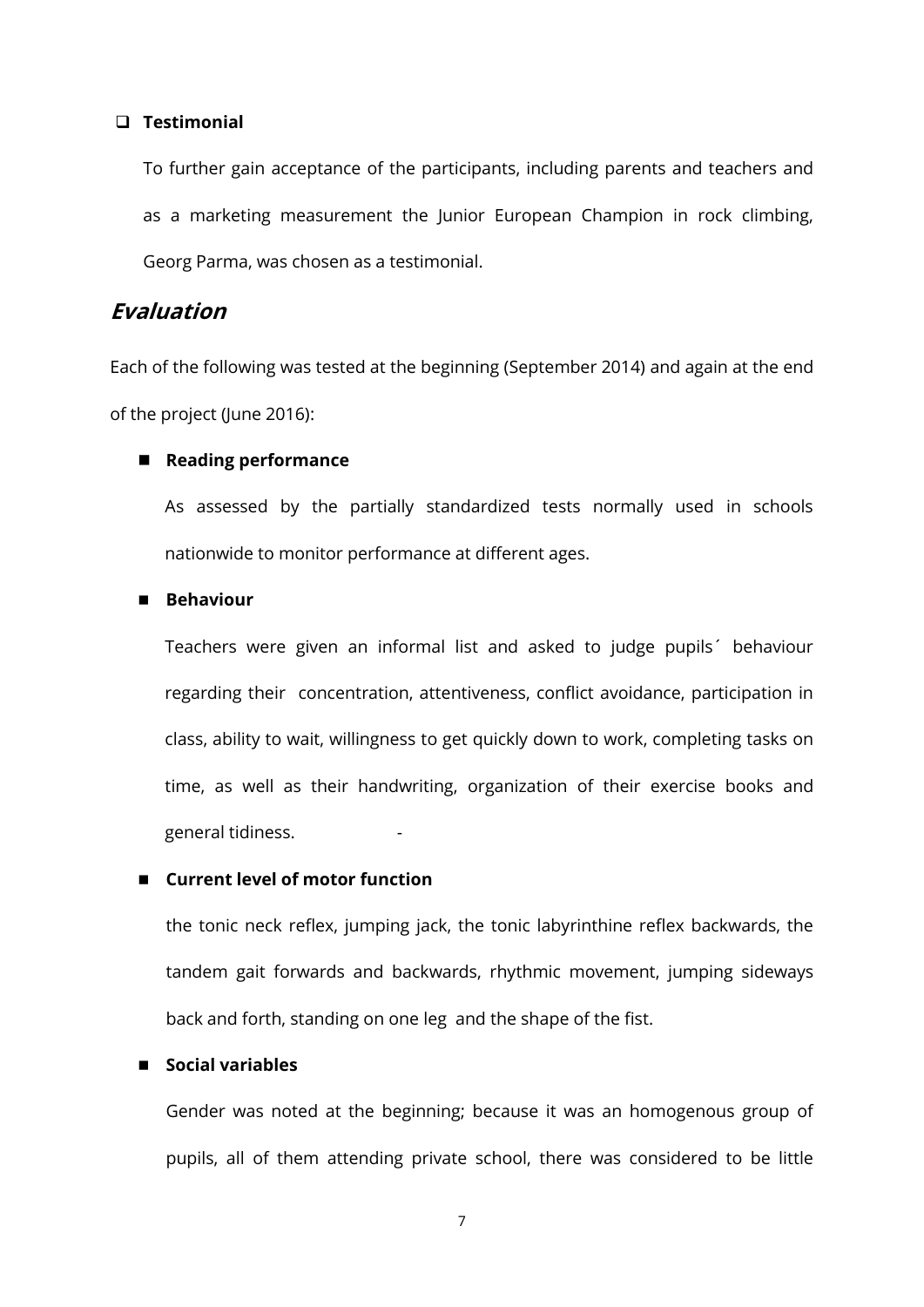- **Testimonial**

  To further gain acceptance of the participants, including parents and teachers and as a marketing measurement the Junior European Champion in rock climbing, Georg Parma, was chosen as a testimonial.

## *Evaluation*

Each of the following was tested at the beginning (September 2014) and again at the end of the project (June 2016):

- **Reading performance**

  As assessed by the partially standardized tests normally used in schools nationwide to monitor performance at different ages.

- **Behaviour**

  Teachers were given an informal list and asked to judge pupils´ behaviour regarding their concentration, attentiveness, conflict avoidance, participation in class, ability to wait, willingness to get quickly down to work, completing tasks on time, as well as their handwriting, organization of their exercise books and general tidiness.

- **Current level of motor function**

  the tonic neck reflex, jumping jack, the tonic labyrinthine reflex backwards, the tandem gait forwards and backwards, rhythmic movement, jumping sideways back and forth, standing on one leg and the shape of the fist.

- **Social variables**

  Gender was noted at the beginning; because it was an homogenous group of pupils, all of them attending private school, there was considered to be little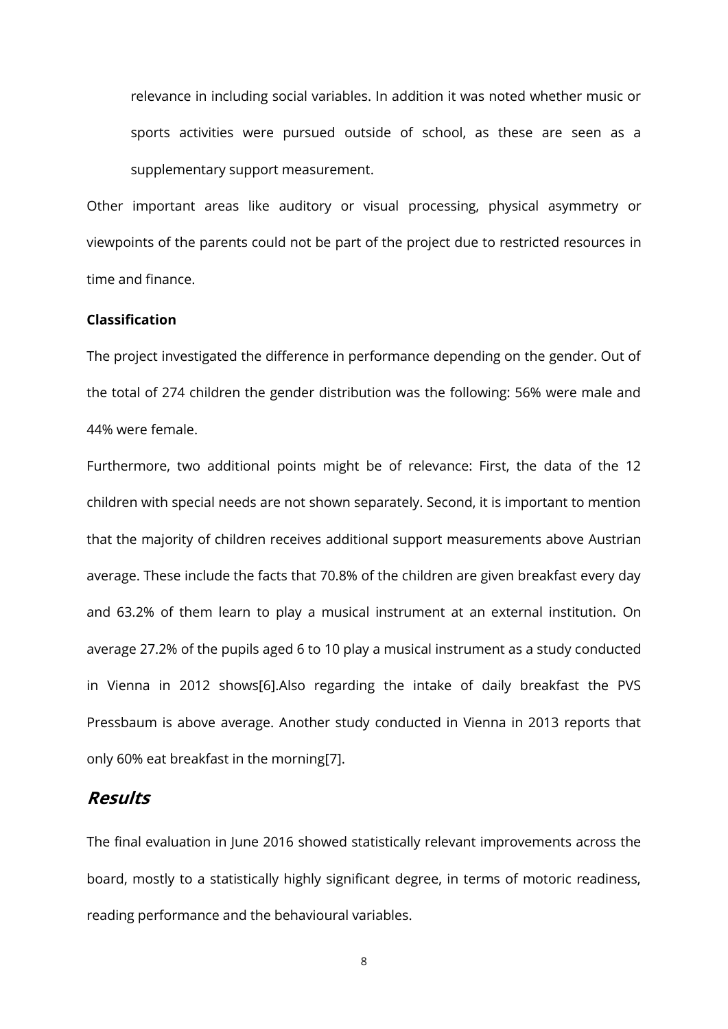relevance in including social variables. In addition it was noted whether music or sports activities were pursued outside of school, as these are seen as a supplementary support measurement.

Other important areas like auditory or visual processing, physical asymmetry or viewpoints of the parents could not be part of the project due to restricted resources in time and finance.

**Classification**

The project investigated the difference in performance depending on the gender. Out of the total of 274 children the gender distribution was the following: 56% were male and 44% were female.

Furthermore, two additional points might be of relevance: First, the data of the 12 children with special needs are not shown separately. Second, it is important to mention that the majority of children receives additional support measurements above Austrian average. These include the facts that 70.8% of the children are given breakfast every day and 63.2% of them learn to play a musical instrument at an external institution. On average 27.2% of the pupils aged 6 to 10 play a musical instrument as a study conducted in Vienna in 2012 shows[6].Also regarding the intake of daily breakfast the PVS Pressbaum is above average. Another study conducted in Vienna in 2013 reports that only 60% eat breakfast in the morning[7].

## *Results*

The final evaluation in June 2016 showed statistically relevant improvements across the board, mostly to a statistically highly significant degree, in terms of motoric readiness, reading performance and the behavioural variables.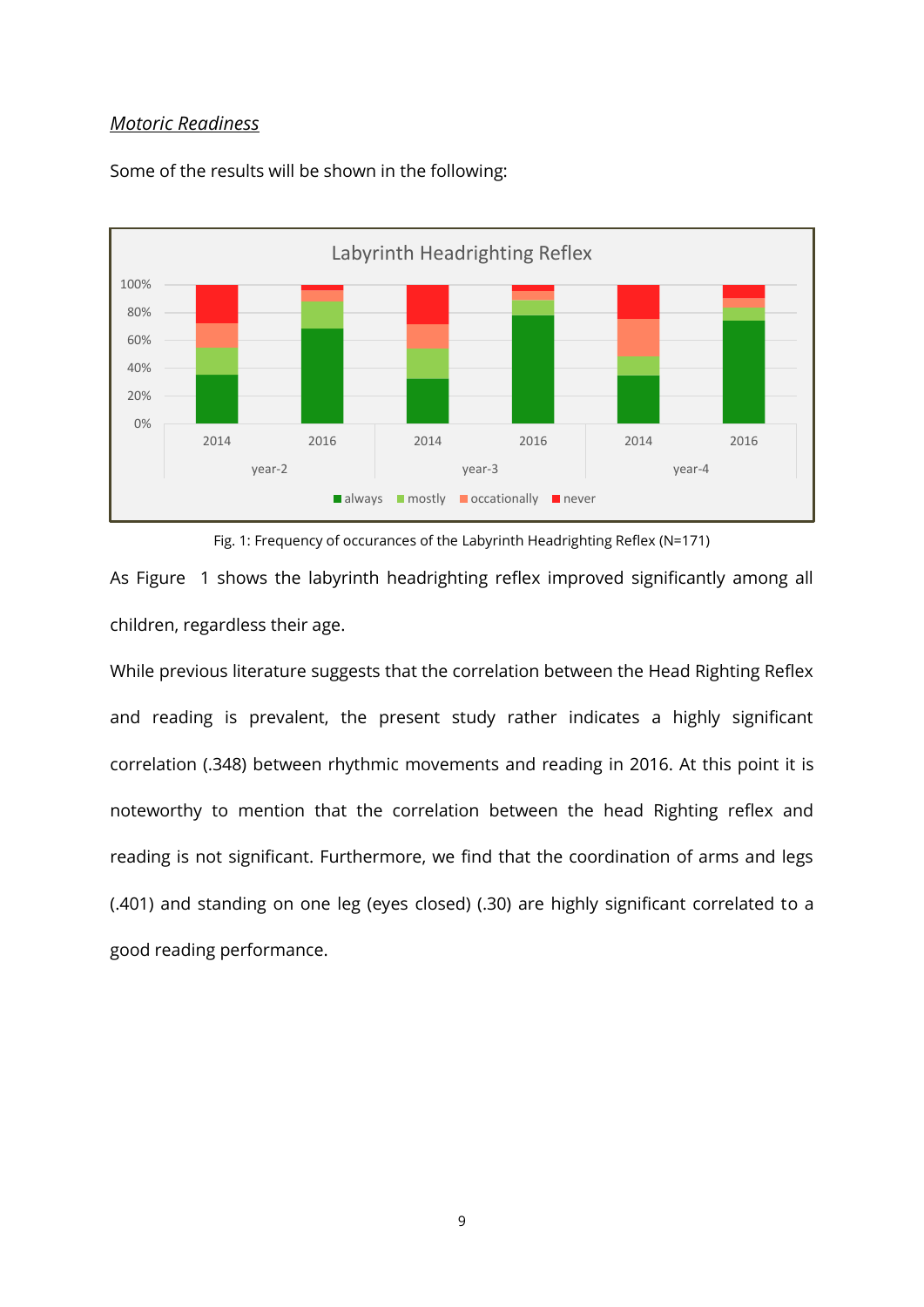*Motoric Readiness*

Some of the results will be shown in the following:

Labyrinth Headrighting Reflex

100%
80%
60%
40%
20%
0%

2014
2016
year-2
2014
2016
year-3
2014
2016
year-4

always
mostly
occationally
never

Fig. 1: Frequency of occurances of the Labyrinth Headrighting Reflex (N=171)

As Figure 1 shows the labyrinth headrighting reflex improved significantly among all children, regardless their age.

While previous literature suggests that the correlation between the Head Righting Reflex and reading is prevalent, the present study rather indicates a highly significant correlation (.348) between rhythmic movements and reading in 2016. At this point it is noteworthy to mention that the correlation between the head Righting reflex and reading is not significant. Furthermore, we find that the coordination of arms and legs (.401) and standing on one leg (eyes closed) (.30) are highly significant correlated to a good reading performance.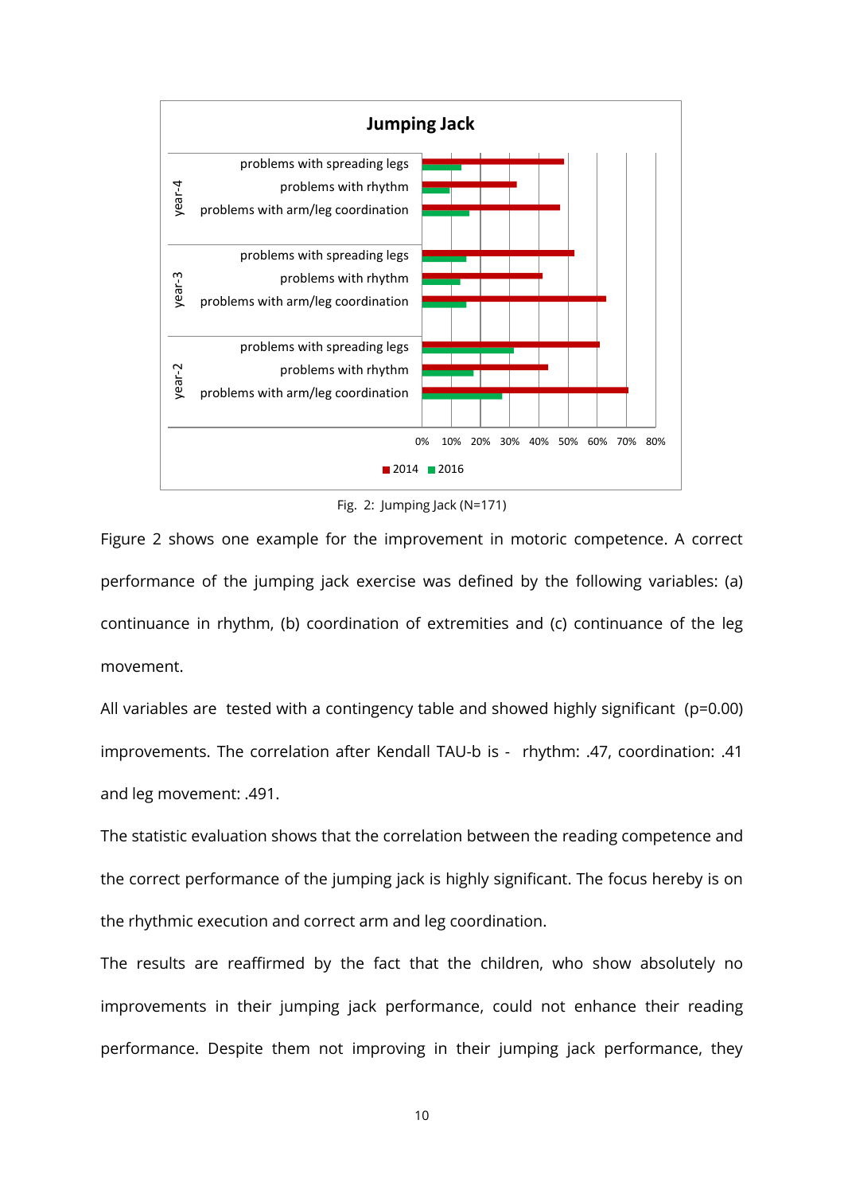Jumping Jack

year-4
problems with spreading legs
problems with rhythm
problems with arm/leg coordination

year-3
problems with spreading legs
problems with rhythm
problems with arm/leg coordination

year-2
problems with spreading legs
problems with rhythm
problems with arm/leg coordination

0% 10% 20% 30% 40% 50% 60% 70% 80%

2014 2016

Fig. 2: Jumping Jack (N=171)

Figure 2 shows one example for the improvement in motoric competence. A correct performance of the jumping jack exercise was defined by the following variables: (a) continuance in rhythm, (b) coordination of extremities and (c) continuance of the leg movement.

All variables are tested with a contingency table and showed highly significant ($p=0.00$) improvements. The correlation after Kendall TAU-b is - rhythm: .47, coordination: .41 and leg movement: .491.

The statistic evaluation shows that the correlation between the reading competence and the correct performance of the jumping jack is highly significant. The focus hereby is on the rhythmic execution and correct arm and leg coordination.

The results are reaffirmed by the fact that the children, who show absolutely no improvements in their jumping jack performance, could not enhance their reading performance. Despite them not improving in their jumping jack performance, they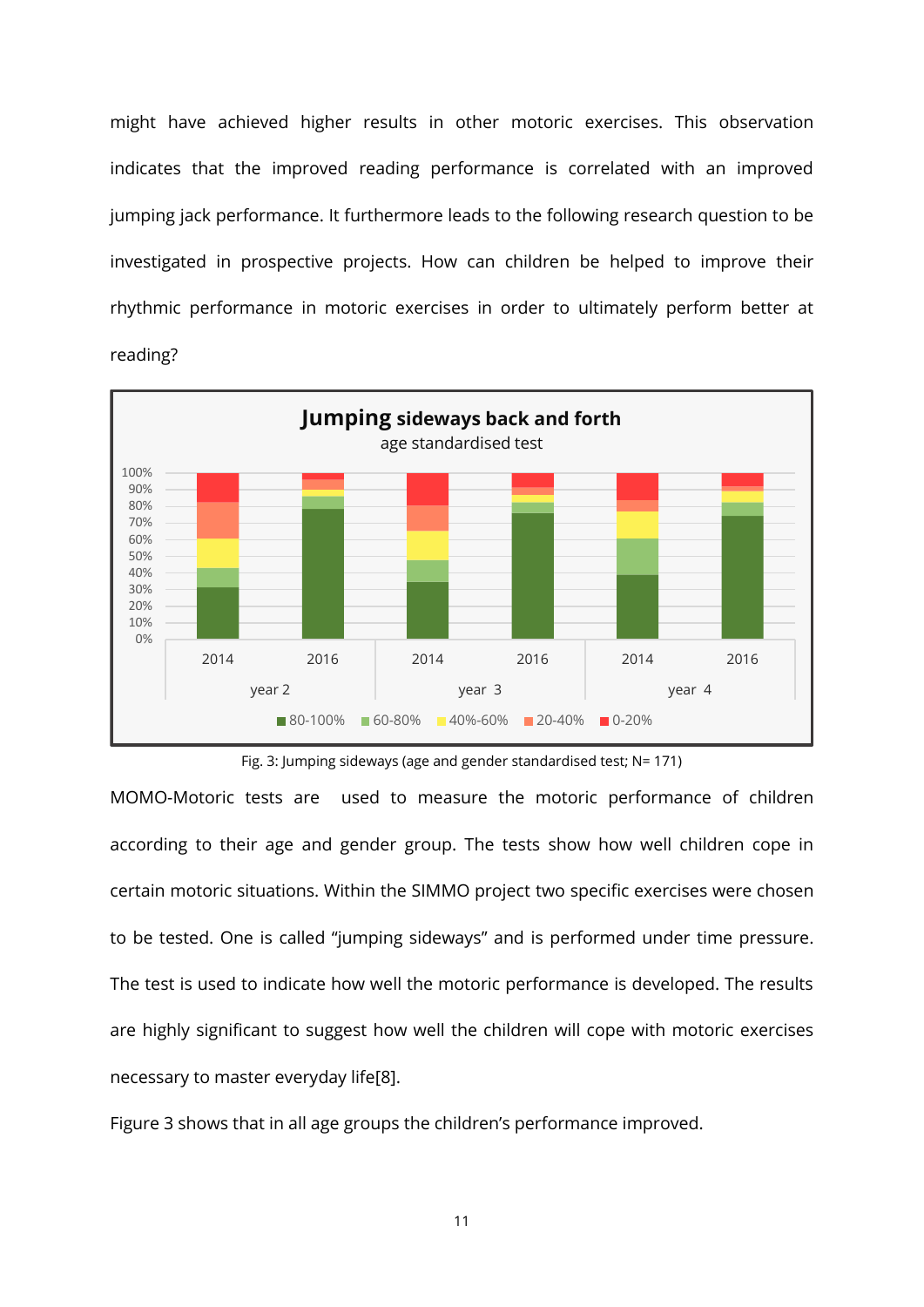might have achieved higher results in other motoric exercises. This observation indicates that the improved reading performance is correlated with an improved jumping jack performance. It furthermore leads to the following research question to be investigated in prospective projects. How can children be helped to improve their rhythmic performance in motoric exercises in order to ultimately perform better at reading?

**Jumping sideways back and forth**
age standardised test

100%
90%
80%
70%
60%
50%
40%
30%
20%
10%
0%

2014 2016 2014 2016 2014 2016
year 2 year 3 year 4

80-100% 60-80% 40%-60% 20-40% 0-20%

Fig. 3: Jumping sideways (age and gender standardised test; N= 171)

MOMO-Motoric tests are used to measure the motoric performance of children according to their age and gender group. The tests show how well children cope in certain motoric situations. Within the SIMMO project two specific exercises were chosen to be tested. One is called "jumping sideways" and is performed under time pressure. The test is used to indicate how well the motoric performance is developed. The results are highly significant to suggest how well the children will cope with motoric exercises necessary to master everyday life[8].

Figure 3 shows that in all age groups the children's performance improved.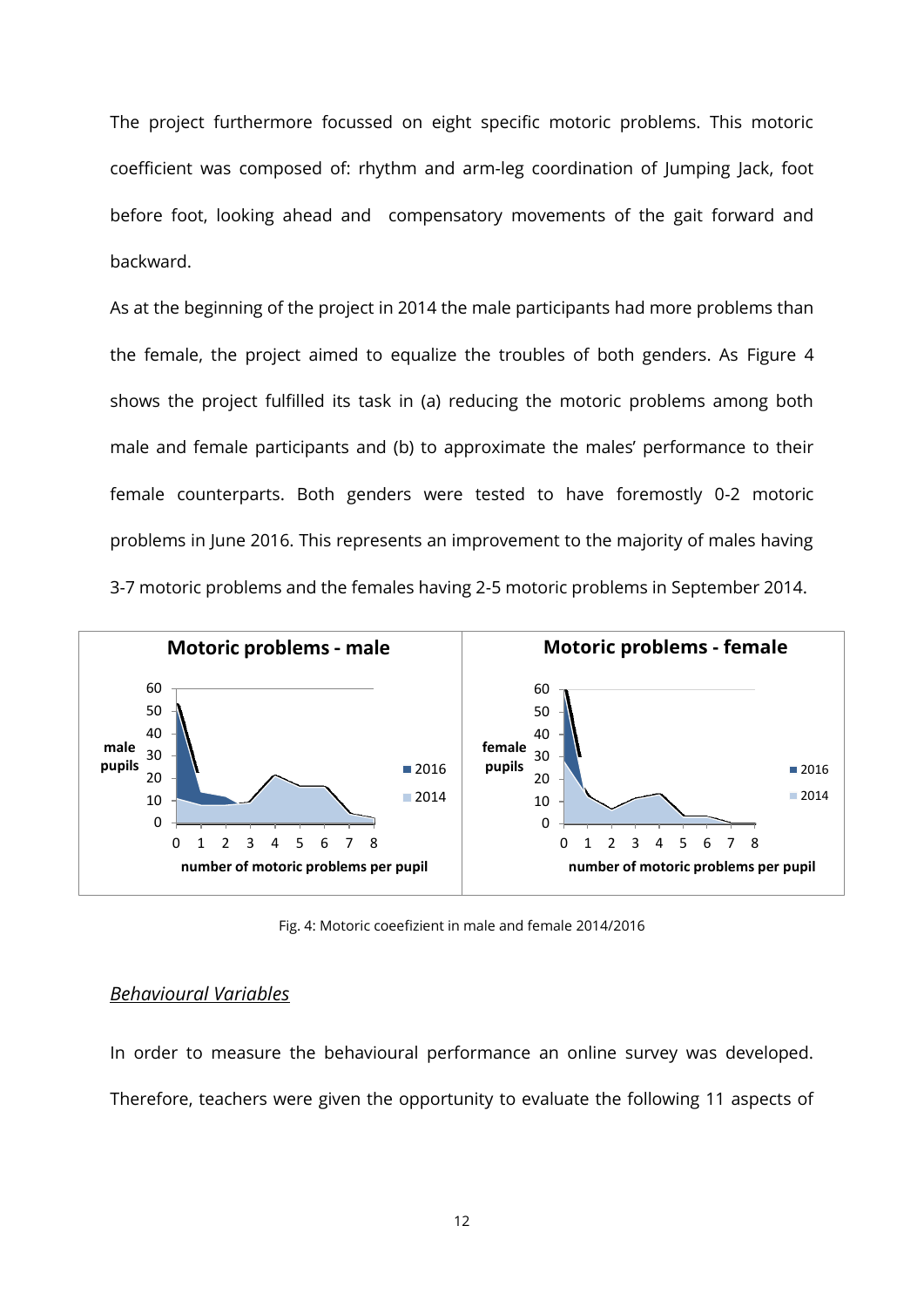The project furthermore focussed on eight specific motoric problems. This motoric coefficient was composed of: rhythm and arm-leg coordination of Jumping Jack, foot before foot, looking ahead and compensatory movements of the gait forward and backward.

As at the beginning of the project in 2014 the male participants had more problems than the female, the project aimed to equalize the troubles of both genders. As Figure 4 shows the project fulfilled its task in (a) reducing the motoric problems among both male and female participants and (b) to approximate the males' performance to their female counterparts. Both genders were tested to have foremostly 0-2 motoric problems in June 2016. This represents an improvement to the majority of males having 3-7 motoric problems and the females having 2-5 motoric problems in September 2014.

Motoric problems - male

male pupils

60
50
40
30
20
10
0

0 1 2 3 4 5 6 7 8

number of motoric problems per pupil

2016
2014

Motoric problems - female

female pupils

60
50
40
30
20
10
0

0 1 2 3 4 5 6 7 8

number of motoric problems per pupil

2016
2014

Fig. 4: Motoric coeefizient in male and female 2014/2016

## *Behavioural Variables*

In order to measure the behavioural performance an online survey was developed. Therefore, teachers were given the opportunity to evaluate the following 11 aspects of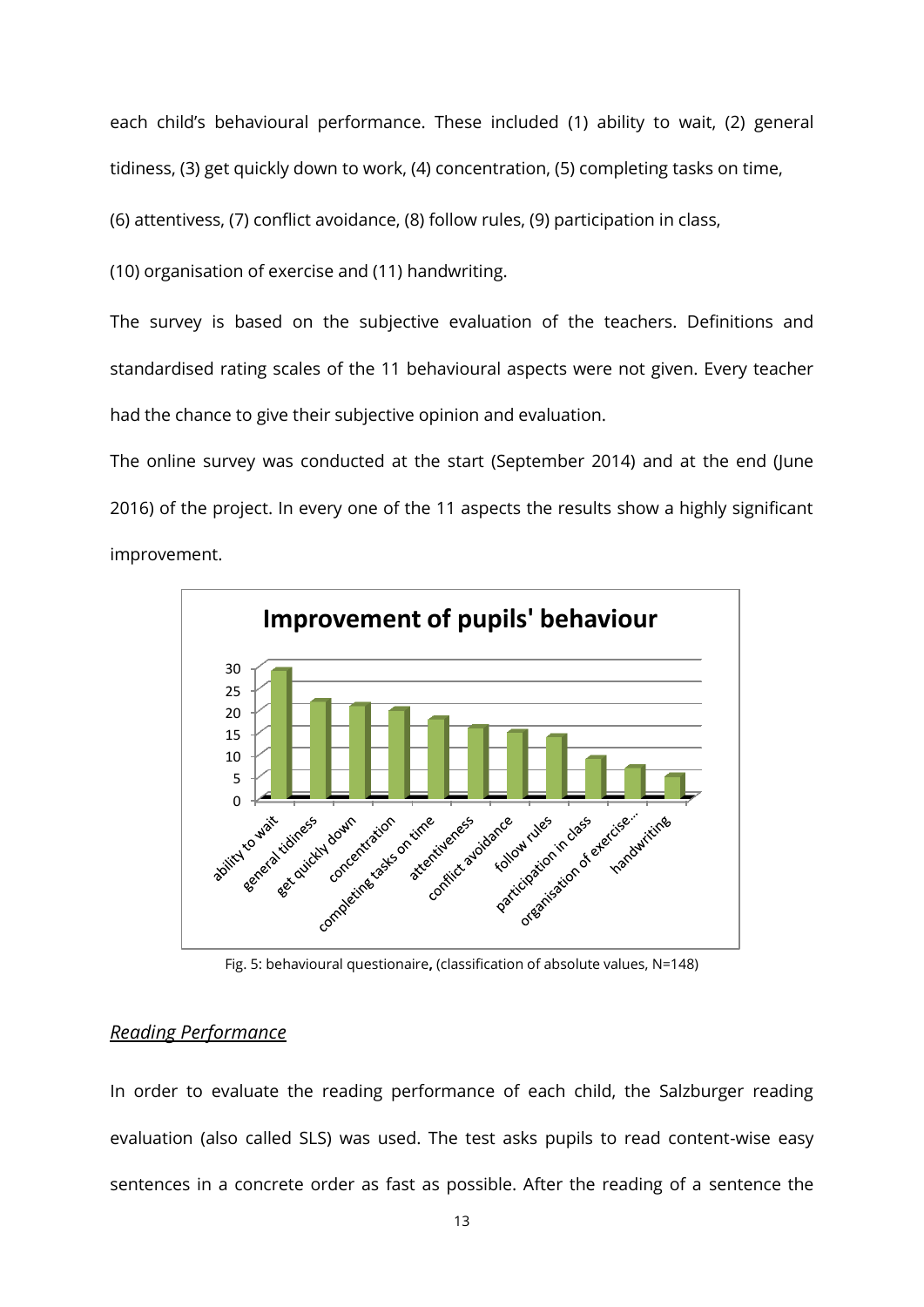each child's behavioural performance. These included (1) ability to wait, (2) general tidiness, (3) get quickly down to work, (4) concentration, (5) completing tasks on time,

(6) attentivess, (7) conflict avoidance, (8) follow rules, (9) participation in class,

(10) organisation of exercise and (11) handwriting.

The survey is based on the subjective evaluation of the teachers. Definitions and standardised rating scales of the 11 behavioural aspects were not given. Every teacher had the chance to give their subjective opinion and evaluation.

The online survey was conducted at the start (September 2014) and at the end (June 2016) of the project. In every one of the 11 aspects the results show a highly significant improvement.

**Improvement of pupils' behaviour**

30
25
20
15
10
5
0

ability to wait
general tidiness
get quickly down
concentration
completing tasks on time
attentiveness
conflict avoidance
follow rules
participation in class
organisation of exercise...
handwriting

Fig. 5: behavioural questionaire, (classification of absolute values, N=148)

## *Reading Performance*

In order to evaluate the reading performance of each child, the Salzburger reading evaluation (also called SLS) was used. The test asks pupils to read content-wise easy sentences in a concrete order as fast as possible. After the reading of a sentence the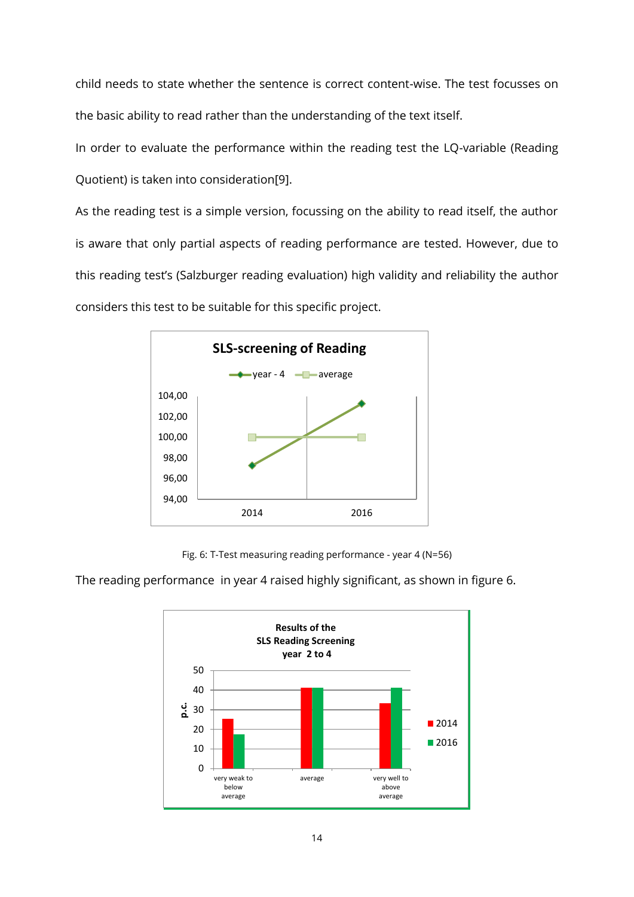child needs to state whether the sentence is correct content-wise. The test focusses on the basic ability to read rather than the understanding of the text itself.

In order to evaluate the performance within the reading test the LQ-variable (Reading Quotient) is taken into consideration[9].

As the reading test is a simple version, focussing on the ability to read itself, the author is aware that only partial aspects of reading performance are tested. However, due to this reading test's (Salzburger reading evaluation) high validity and reliability the author considers this test to be suitable for this specific project.

SLS-screening of Reading

year - 4
average

104,00
102,00
100,00
98,00
96,00
94,00

2014
2016

Fig. 6: T-Test measuring reading performance - year 4 (N=56)

The reading performance in year 4 raised highly significant, as shown in figure 6.

Results of the
SLS Reading Screening
year 2 to 4

p.c.

50
40
30
20
10
0

very weak to below average
average
very well to above average

2014
2016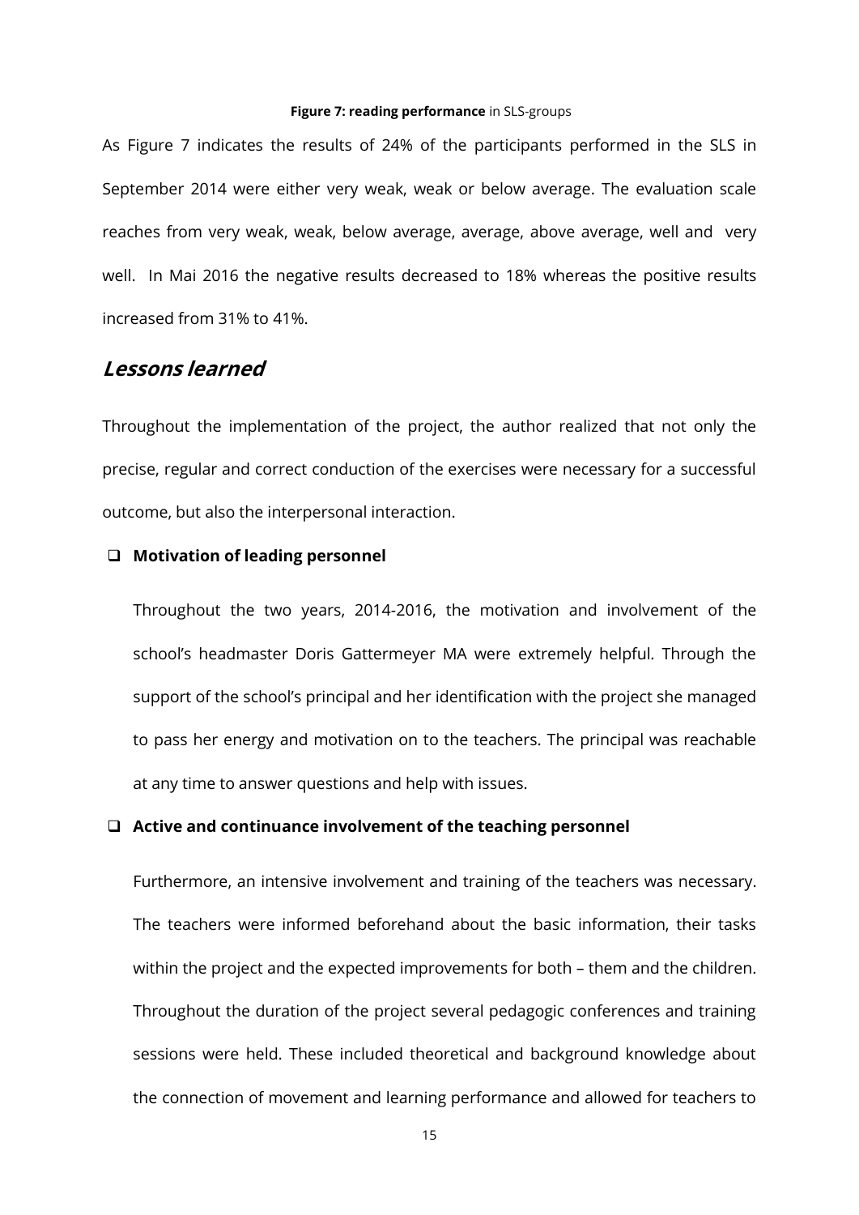**Figure 7: reading performance** in SLS-groups

As Figure 7 indicates the results of 24% of the participants performed in the SLS in September 2014 were either very weak, weak or below average. The evaluation scale reaches from very weak, weak, below average, average, above average, well and very well. In Mai 2016 the negative results decreased to 18% whereas the positive results increased from 31% to 41%.

## *Lessons learned*

Throughout the implementation of the project, the author realized that not only the precise, regular and correct conduction of the exercises were necessary for a successful outcome, but also the interpersonal interaction.

- **Motivation of leading personnel**

  Throughout the two years, 2014-2016, the motivation and involvement of the school's headmaster Doris Gattermeyer MA were extremely helpful. Through the support of the school's principal and her identification with the project she managed to pass her energy and motivation on to the teachers. The principal was reachable at any time to answer questions and help with issues.

- **Active and continuance involvement of the teaching personnel**

  Furthermore, an intensive involvement and training of the teachers was necessary. The teachers were informed beforehand about the basic information, their tasks within the project and the expected improvements for both – them and the children. Throughout the duration of the project several pedagogic conferences and training sessions were held. These included theoretical and background knowledge about the connection of movement and learning performance and allowed for teachers to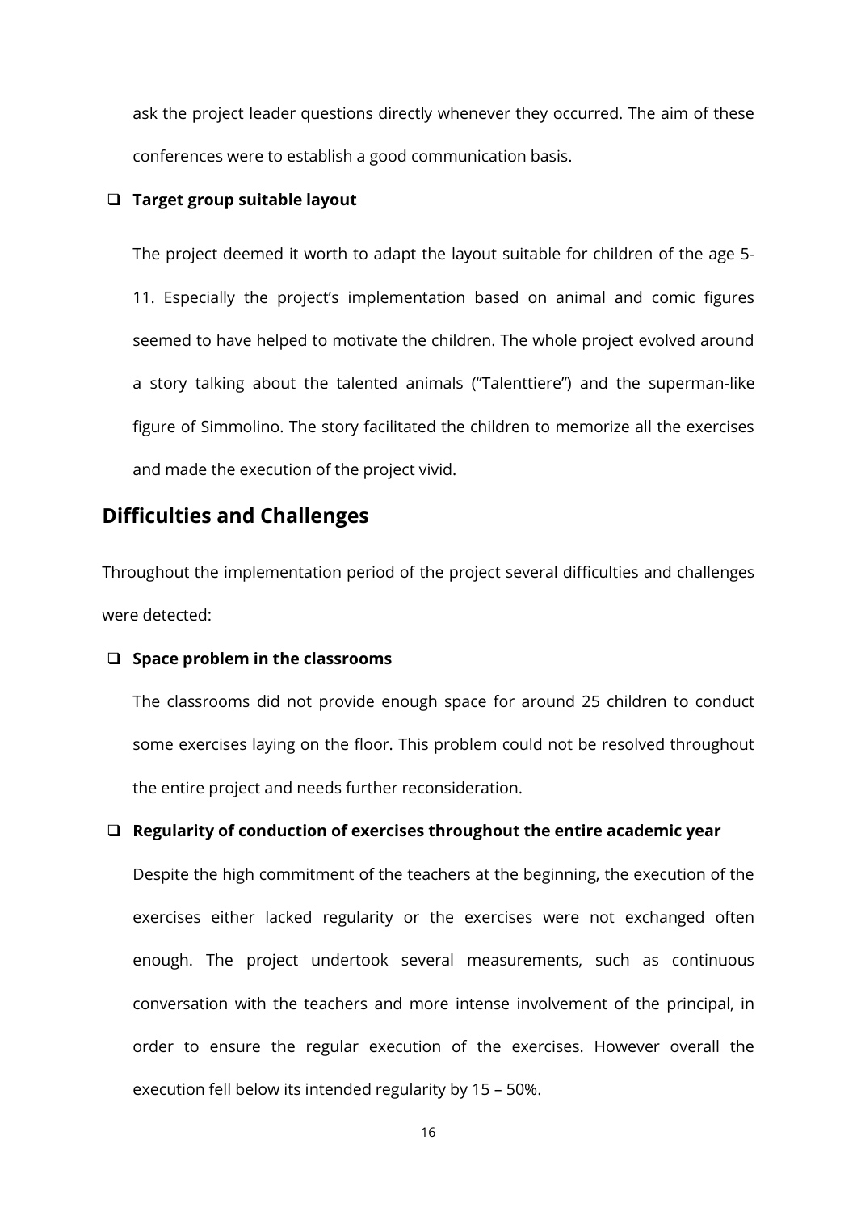ask the project leader questions directly whenever they occurred. The aim of these conferences were to establish a good communication basis.

- **Target group suitable layout**

  The project deemed it worth to adapt the layout suitable for children of the age 5-11. Especially the project's implementation based on animal and comic figures seemed to have helped to motivate the children. The whole project evolved around a story talking about the talented animals ("Talenttiere") and the superman-like figure of Simmolino. The story facilitated the children to memorize all the exercises and made the execution of the project vivid.

## Difficulties and Challenges

Throughout the implementation period of the project several difficulties and challenges were detected:

- **Space problem in the classrooms**

  The classrooms did not provide enough space for around 25 children to conduct some exercises laying on the floor. This problem could not be resolved throughout the entire project and needs further reconsideration.

- **Regularity of conduction of exercises throughout the entire academic year**

  Despite the high commitment of the teachers at the beginning, the execution of the exercises either lacked regularity or the exercises were not exchanged often enough. The project undertook several measurements, such as continuous conversation with the teachers and more intense involvement of the principal, in order to ensure the regular execution of the exercises. However overall the execution fell below its intended regularity by 15 – 50%.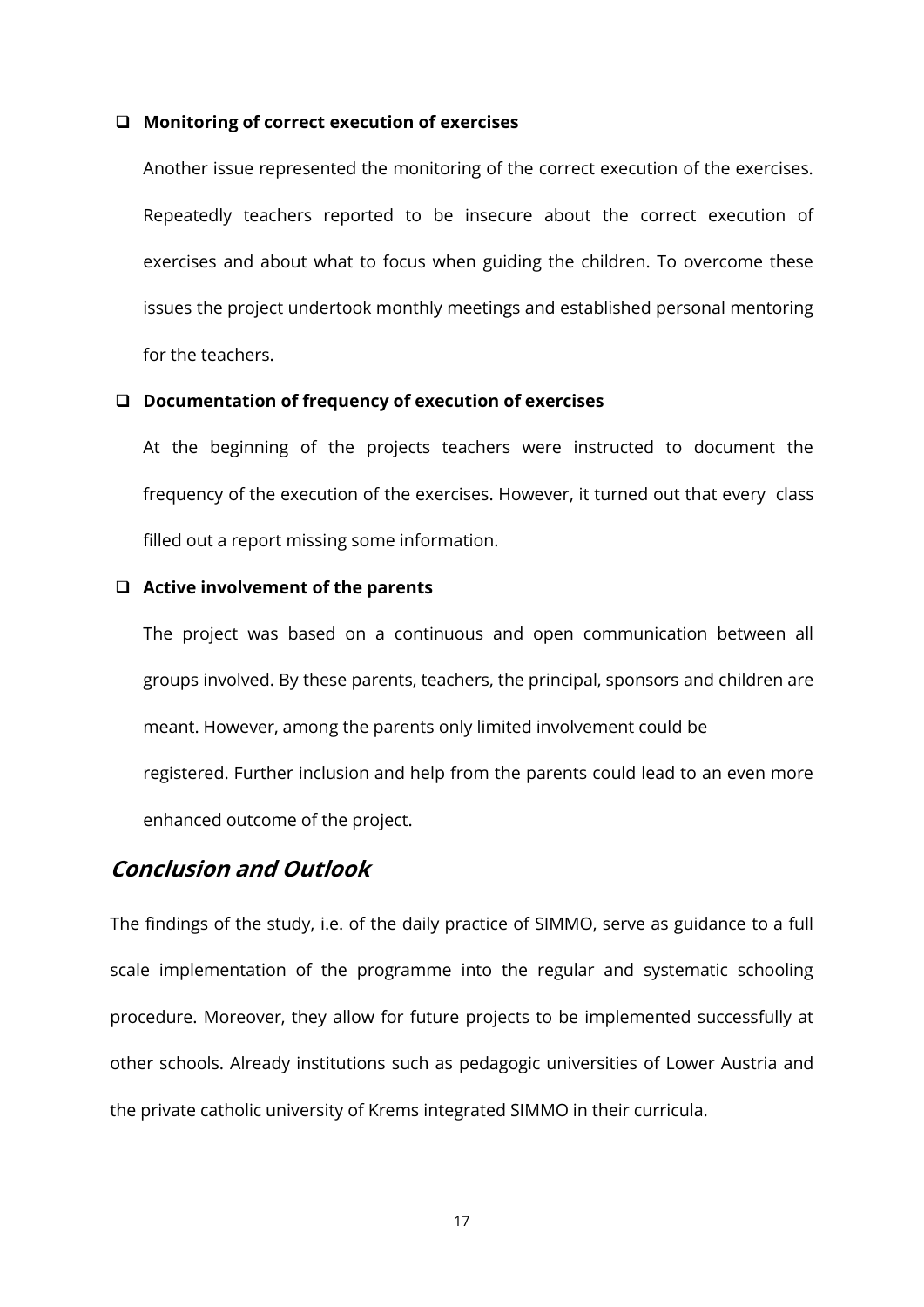- **Monitoring of correct execution of exercises**

  Another issue represented the monitoring of the correct execution of the exercises. Repeatedly teachers reported to be insecure about the correct execution of exercises and about what to focus when guiding the children. To overcome these issues the project undertook monthly meetings and established personal mentoring for the teachers.

- **Documentation of frequency of execution of exercises**

  At the beginning of the projects teachers were instructed to document the frequency of the execution of the exercises. However, it turned out that every class filled out a report missing some information.

- **Active involvement of the parents**

  The project was based on a continuous and open communication between all groups involved. By these parents, teachers, the principal, sponsors and children are meant. However, among the parents only limited involvement could be registered. Further inclusion and help from the parents could lead to an even more enhanced outcome of the project.

## *Conclusion and Outlook*

The findings of the study, i.e. of the daily practice of SIMMO, serve as guidance to a full scale implementation of the programme into the regular and systematic schooling procedure. Moreover, they allow for future projects to be implemented successfully at other schools. Already institutions such as pedagogic universities of Lower Austria and the private catholic university of Krems integrated SIMMO in their curricula.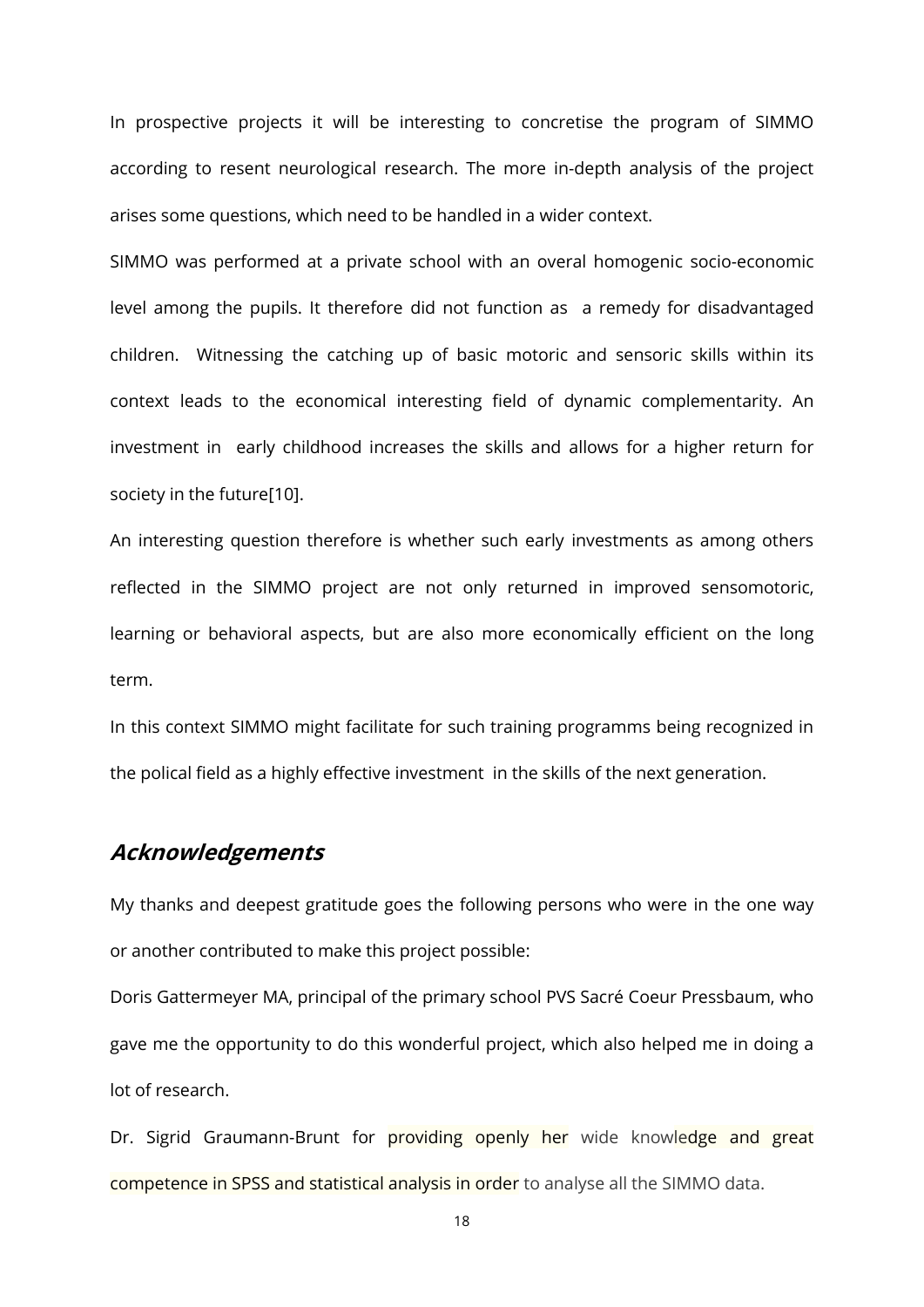In prospective projects it will be interesting to concretise the program of SIMMO according to resent neurological research. The more in-depth analysis of the project arises some questions, which need to be handled in a wider context.

SIMMO was performed at a private school with an overal homogenic socio-economic level among the pupils. It therefore did not function as a remedy for disadvantaged children. Witnessing the catching up of basic motoric and sensoric skills within its context leads to the economical interesting field of dynamic complementarity. An investment in early childhood increases the skills and allows for a higher return for society in the future[10].

An interesting question therefore is whether such early investments as among others reflected in the SIMMO project are not only returned in improved sensomotoric, learning or behavioral aspects, but are also more economically efficient on the long term.

In this context SIMMO might facilitate for such training programms being recognized in the polical field as a highly effective investment in the skills of the next generation.

## *Acknowledgements*

My thanks and deepest gratitude goes the following persons who were in the one way or another contributed to make this project possible:

Doris Gattermeyer MA, principal of the primary school PVS Sacré Coeur Pressbaum, who gave me the opportunity to do this wonderful project, which also helped me in doing a lot of research.

Dr. Sigrid Graumann-Brunt for providing openly her wide knowledge and great competence in SPSS and statistical analysis in order to analyse all the SIMMO data.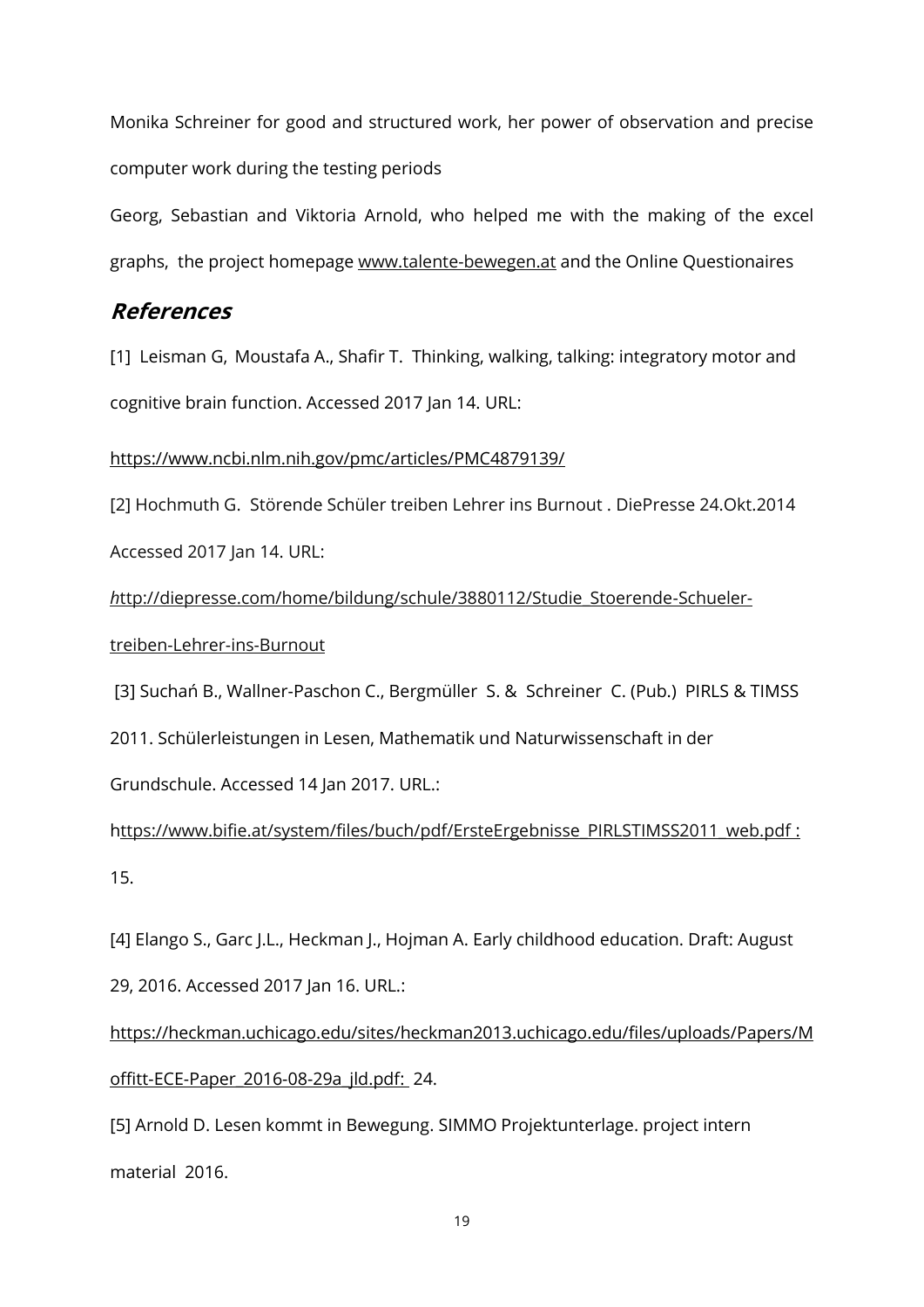Monika Schreiner for good and structured work, her power of observation and precise computer work during the testing periods

Georg, Sebastian and Viktoria Arnold, who helped me with the making of the excel graphs, the project homepage www.talente-bewegen.at and the Online Questionaires

## *References*

[1] Leisman G, Moustafa A., Shafir T. Thinking, walking, talking: integratory motor and cognitive brain function. Accessed 2017 Jan 14. URL:

https://www.ncbi.nlm.nih.gov/pmc/articles/PMC4879139/

[2] Hochmuth G. Störende Schüler treiben Lehrer ins Burnout . DiePresse 24.Okt.2014 Accessed 2017 Jan 14. URL:

http://diepresse.com/home/bildung/schule/3880112/Studie_Stoerende-Schueler-treiben-Lehrer-ins-Burnout

[3] Suchań B., Wallner-Paschon C., Bergmüller S. & Schreiner C. (Pub.) PIRLS & TIMSS 2011. Schülerleistungen in Lesen, Mathematik und Naturwissenschaft in der Grundschule. Accessed 14 Jan 2017. URL.:

https://www.bifie.at/system/files/buch/pdf/ErsteErgebnisse_PIRLSTIMSS2011_web.pdf : 15.

[4] Elango S., Garc J.L., Heckman J., Hojman A. Early childhood education. Draft: August 29, 2016. Accessed 2017 Jan 16. URL.:

https://heckman.uchicago.edu/sites/heckman2013.uchicago.edu/files/uploads/Papers/Moffitt-ECE-Paper_2016-08-29a_jld.pdf: 24.

[5] Arnold D. Lesen kommt in Bewegung. SIMMO Projektunterlage. project intern material 2016.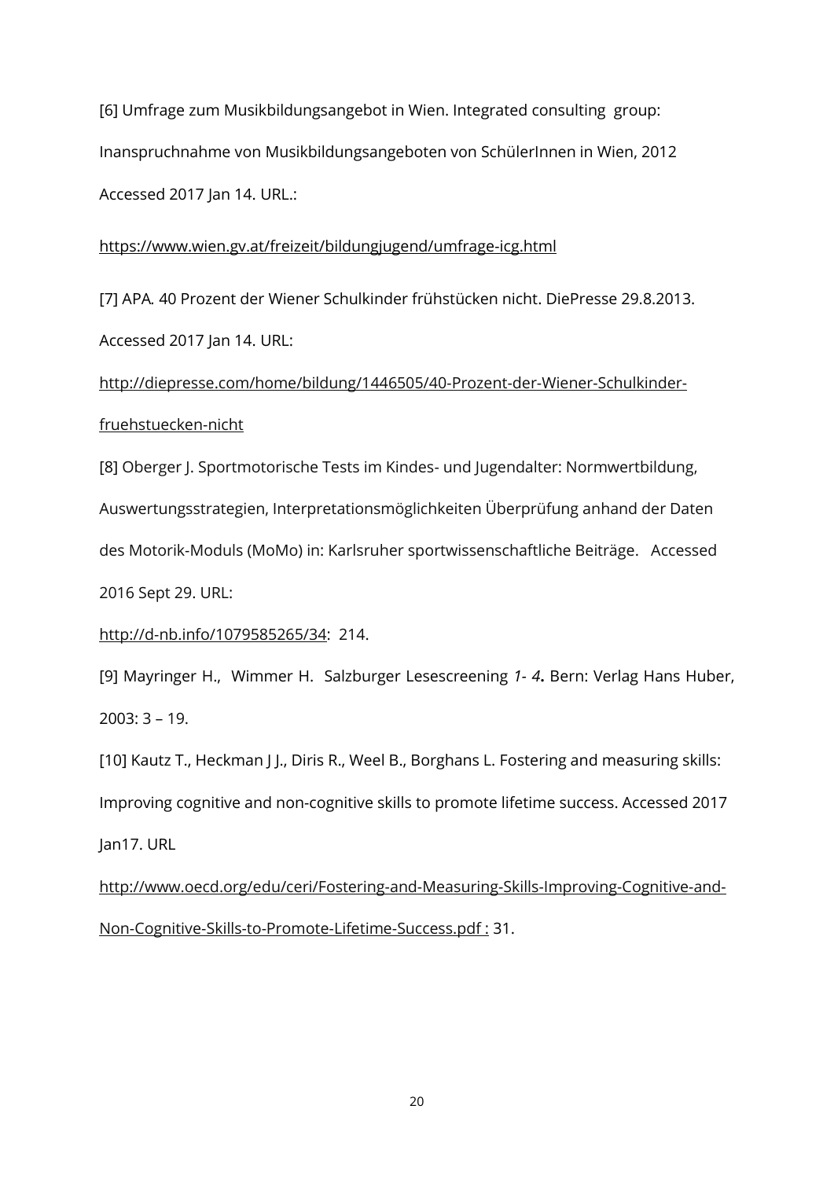[6] Umfrage zum Musikbildungsangebot in Wien. Integrated consulting group: Inanspruchnahme von Musikbildungsangeboten von SchülerInnen in Wien, 2012 Accessed 2017 Jan 14. URL.:

https://www.wien.gv.at/freizeit/bildungjugend/umfrage-icg.html

[7] APA. 40 Prozent der Wiener Schulkinder frühstücken nicht. DiePresse 29.8.2013. Accessed 2017 Jan 14. URL:

http://diepresse.com/home/bildung/1446505/40-Prozent-der-Wiener-Schulkinder-fruehstuecken-nicht

[8] Oberger J. Sportmotorische Tests im Kindes- und Jugendalter: Normwertbildung, Auswertungsstrategien, Interpretationsmöglichkeiten Überprüfung anhand der Daten des Motorik-Moduls (MoMo) in: Karlsruher sportwissenschaftliche Beiträge. Accessed 2016 Sept 29. URL:

http://d-nb.info/1079585265/34: 214.

[9] Mayringer H., Wimmer H. Salzburger Lesescreening *1- 4***.** Bern: Verlag Hans Huber, 2003: 3 – 19.

[10] Kautz T., Heckman J J., Diris R., Weel B., Borghans L. Fostering and measuring skills: Improving cognitive and non-cognitive skills to promote lifetime success. Accessed 2017 Jan17. URL

http://www.oecd.org/edu/ceri/Fostering-and-Measuring-Skills-Improving-Cognitive-and-Non-Cognitive-Skills-to-Promote-Lifetime-Success.pdf : 31.